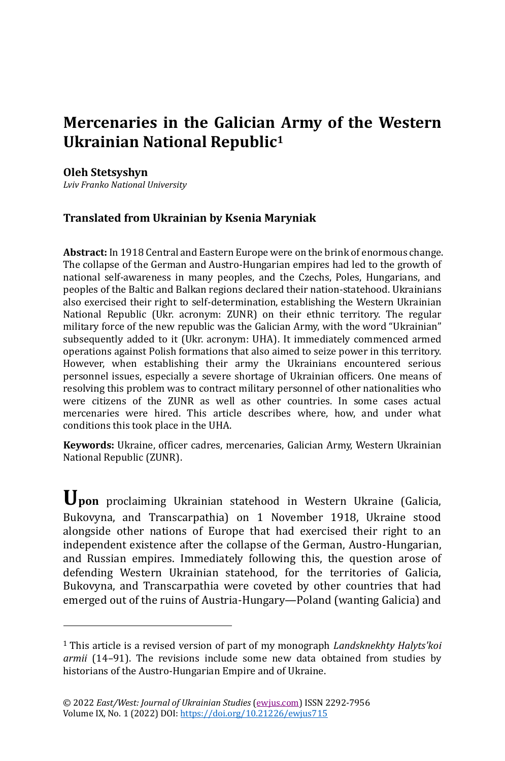# Mercenaries in the Galician Army of the Western Ukrainian National Republic[1]

**Oleh Stetsyshyn**
*Lviv Franko National University*

**Translated from Ukrainian by Ksenia Maryniak**

**Abstract:** In 1918 Central and Eastern Europe were on the brink of enormous change. The collapse of the German and Austro-Hungarian empires had led to the growth of national self-awareness in many peoples, and the Czechs, Poles, Hungarians, and peoples of the Baltic and Balkan regions declared their nation-statehood. Ukrainians also exercised their right to self-determination, establishing the Western Ukrainian National Republic (Ukr. acronym: ZUNR) on their ethnic territory. The regular military force of the new republic was the Galician Army, with the word "Ukrainian" subsequently added to it (Ukr. acronym: UHA). It immediately commenced armed operations against Polish formations that also aimed to seize power in this territory. However, when establishing their army the Ukrainians encountered serious personnel issues, especially a severe shortage of Ukrainian officers. One means of resolving this problem was to contract military personnel of other nationalities who were citizens of the ZUNR as well as other countries. In some cases actual mercenaries were hired. This article describes where, how, and under what conditions this took place in the UHA.

**Keywords:** Ukraine, officer cadres, mercenaries, Galician Army, Western Ukrainian National Republic (ZUNR).

**Upon** proclaiming Ukrainian statehood in Western Ukraine (Galicia, Bukovyna, and Transcarpathia) on 1 November 1918, Ukraine stood alongside other nations of Europe that had exercised their right to an independent existence after the collapse of the German, Austro-Hungarian, and Russian empires. Immediately following this, the question arose of defending Western Ukrainian statehood, for the territories of Galicia, Bukovyna, and Transcarpathia were coveted by other countries that had emerged out of the ruins of Austria-Hungary—Poland (wanting Galicia) and

---

[1] This article is a revised version of part of my monograph *Landsknekhty Halyts'koi armii* (14–91). The revisions include some new data obtained from studies by historians of the Austro-Hungarian Empire and of Ukraine.

© 2022 *East/West: Journal of Ukrainian Studies* (ewjus.com) ISSN 2292-7956
Volume IX, No. 1 (2022) DOI: https://doi.org/10.21226/ewjus715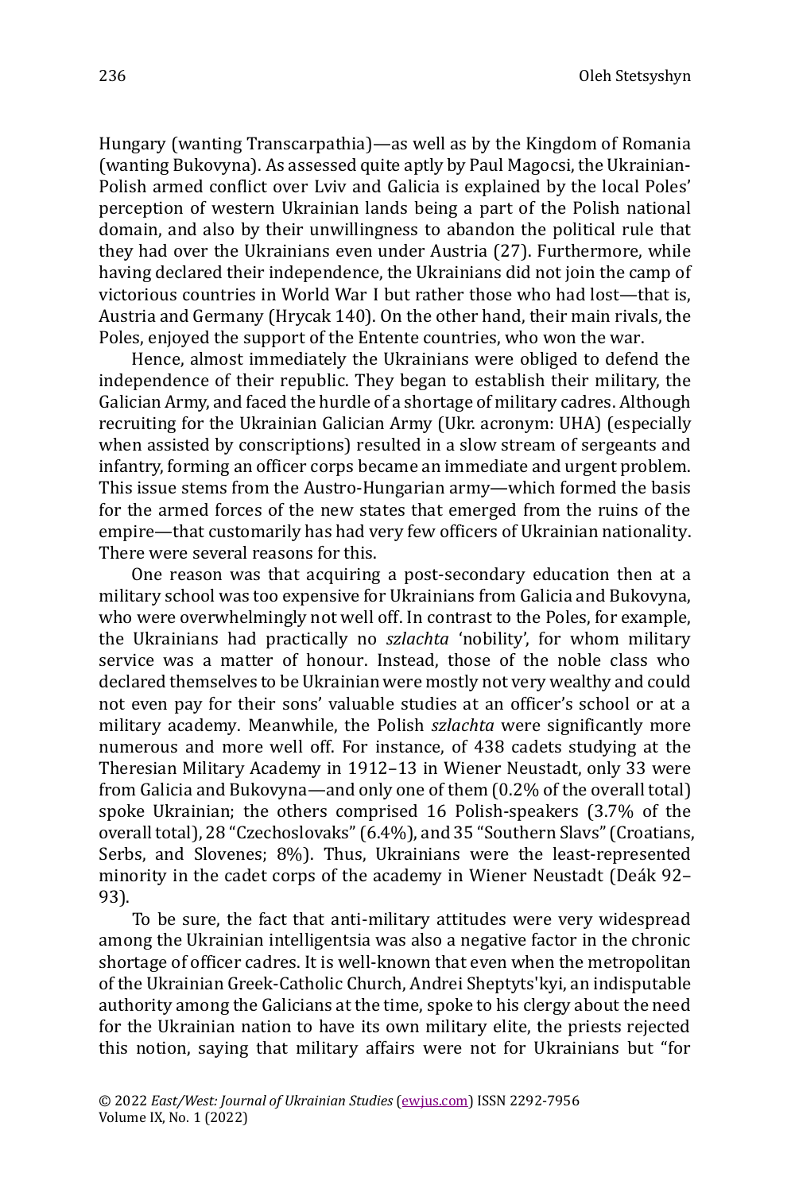Hungary (wanting Transcarpathia)—as well as by the Kingdom of Romania (wanting Bukovyna). As assessed quite aptly by Paul Magocsi, the Ukrainian-Polish armed conflict over Lviv and Galicia is explained by the local Poles' perception of western Ukrainian lands being a part of the Polish national domain, and also by their unwillingness to abandon the political rule that they had over the Ukrainians even under Austria (27). Furthermore, while having declared their independence, the Ukrainians did not join the camp of victorious countries in World War I but rather those who had lost—that is, Austria and Germany (Hrycak 140). On the other hand, their main rivals, the Poles, enjoyed the support of the Entente countries, who won the war.

Hence, almost immediately the Ukrainians were obliged to defend the independence of their republic. They began to establish their military, the Galician Army, and faced the hurdle of a shortage of military cadres. Although recruiting for the Ukrainian Galician Army (Ukr. acronym: UHA) (especially when assisted by conscriptions) resulted in a slow stream of sergeants and infantry, forming an officer corps became an immediate and urgent problem. This issue stems from the Austro-Hungarian army—which formed the basis for the armed forces of the new states that emerged from the ruins of the empire—that customarily has had very few officers of Ukrainian nationality. There were several reasons for this.

One reason was that acquiring a post-secondary education then at a military school was too expensive for Ukrainians from Galicia and Bukovyna, who were overwhelmingly not well off. In contrast to the Poles, for example, the Ukrainians had practically no *szlachta* 'nobility', for whom military service was a matter of honour. Instead, those of the noble class who declared themselves to be Ukrainian were mostly not very wealthy and could not even pay for their sons' valuable studies at an officer's school or at a military academy. Meanwhile, the Polish *szlachta* were significantly more numerous and more well off. For instance, of 438 cadets studying at the Theresian Military Academy in 1912–13 in Wiener Neustadt, only 33 were from Galicia and Bukovyna—and only one of them (0.2% of the overall total) spoke Ukrainian; the others comprised 16 Polish-speakers (3.7% of the overall total), 28 "Czechoslovaks" (6.4%), and 35 "Southern Slavs" (Croatians, Serbs, and Slovenes; 8%). Thus, Ukrainians were the least-represented minority in the cadet corps of the academy in Wiener Neustadt (Deák 92–93).

To be sure, the fact that anti-military attitudes were very widespread among the Ukrainian intelligentsia was also a negative factor in the chronic shortage of officer cadres. It is well-known that even when the metropolitan of the Ukrainian Greek-Catholic Church, Andrei Sheptyts'kyi, an indisputable authority among the Galicians at the time, spoke to his clergy about the need for the Ukrainian nation to have its own military elite, the priests rejected this notion, saying that military affairs were not for Ukrainians but "for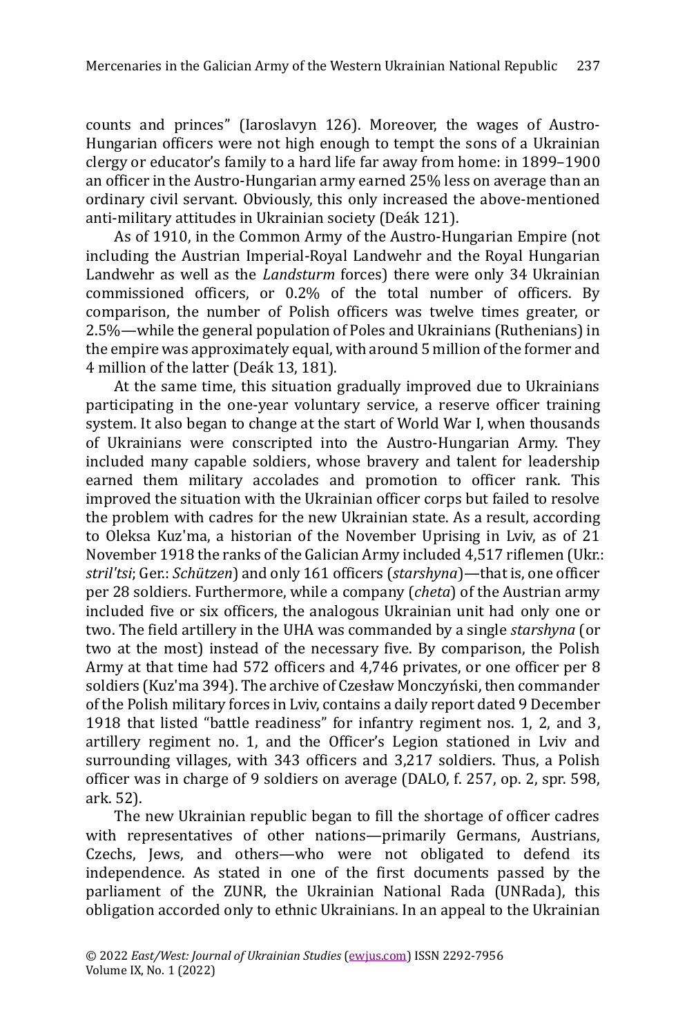counts and princes" (Iaroslavyn 126). Moreover, the wages of Austro-Hungarian officers were not high enough to tempt the sons of a Ukrainian clergy or educator's family to a hard life far away from home: in 1899–1900 an officer in the Austro-Hungarian army earned 25% less on average than an ordinary civil servant. Obviously, this only increased the above-mentioned anti-military attitudes in Ukrainian society (Deák 121).

As of 1910, in the Common Army of the Austro-Hungarian Empire (not including the Austrian Imperial-Royal Landwehr and the Royal Hungarian Landwehr as well as the *Landsturm* forces) there were only 34 Ukrainian commissioned officers, or 0.2% of the total number of officers. By comparison, the number of Polish officers was twelve times greater, or 2.5%—while the general population of Poles and Ukrainians (Ruthenians) in the empire was approximately equal, with around 5 million of the former and 4 million of the latter (Deák 13, 181).

At the same time, this situation gradually improved due to Ukrainians participating in the one-year voluntary service, a reserve officer training system. It also began to change at the start of World War I, when thousands of Ukrainians were conscripted into the Austro-Hungarian Army. They included many capable soldiers, whose bravery and talent for leadership earned them military accolades and promotion to officer rank. This improved the situation with the Ukrainian officer corps but failed to resolve the problem with cadres for the new Ukrainian state. As a result, according to Oleksa Kuz'ma, a historian of the November Uprising in Lviv, as of 21 November 1918 the ranks of the Galician Army included 4,517 riflemen (Ukr.: *stril'tsi*; Ger.: *Schützen*) and only 161 officers (*starshyna*)—that is, one officer per 28 soldiers. Furthermore, while a company (*cheta*) of the Austrian army included five or six officers, the analogous Ukrainian unit had only one or two. The field artillery in the UHA was commanded by a single *starshyna* (or two at the most) instead of the necessary five. By comparison, the Polish Army at that time had 572 officers and 4,746 privates, or one officer per 8 soldiers (Kuz'ma 394). The archive of Czesław Monczyński, then commander of the Polish military forces in Lviv, contains a daily report dated 9 December 1918 that listed "battle readiness" for infantry regiment nos. 1, 2, and 3, artillery regiment no. 1, and the Officer's Legion stationed in Lviv and surrounding villages, with 343 officers and 3,217 soldiers. Thus, a Polish officer was in charge of 9 soldiers on average (DALO, f. 257, op. 2, spr. 598, ark. 52).

The new Ukrainian republic began to fill the shortage of officer cadres with representatives of other nations—primarily Germans, Austrians, Czechs, Jews, and others—who were not obligated to defend its independence. As stated in one of the first documents passed by the parliament of the ZUNR, the Ukrainian National Rada (UNRada), this obligation accorded only to ethnic Ukrainians. In an appeal to the Ukrainian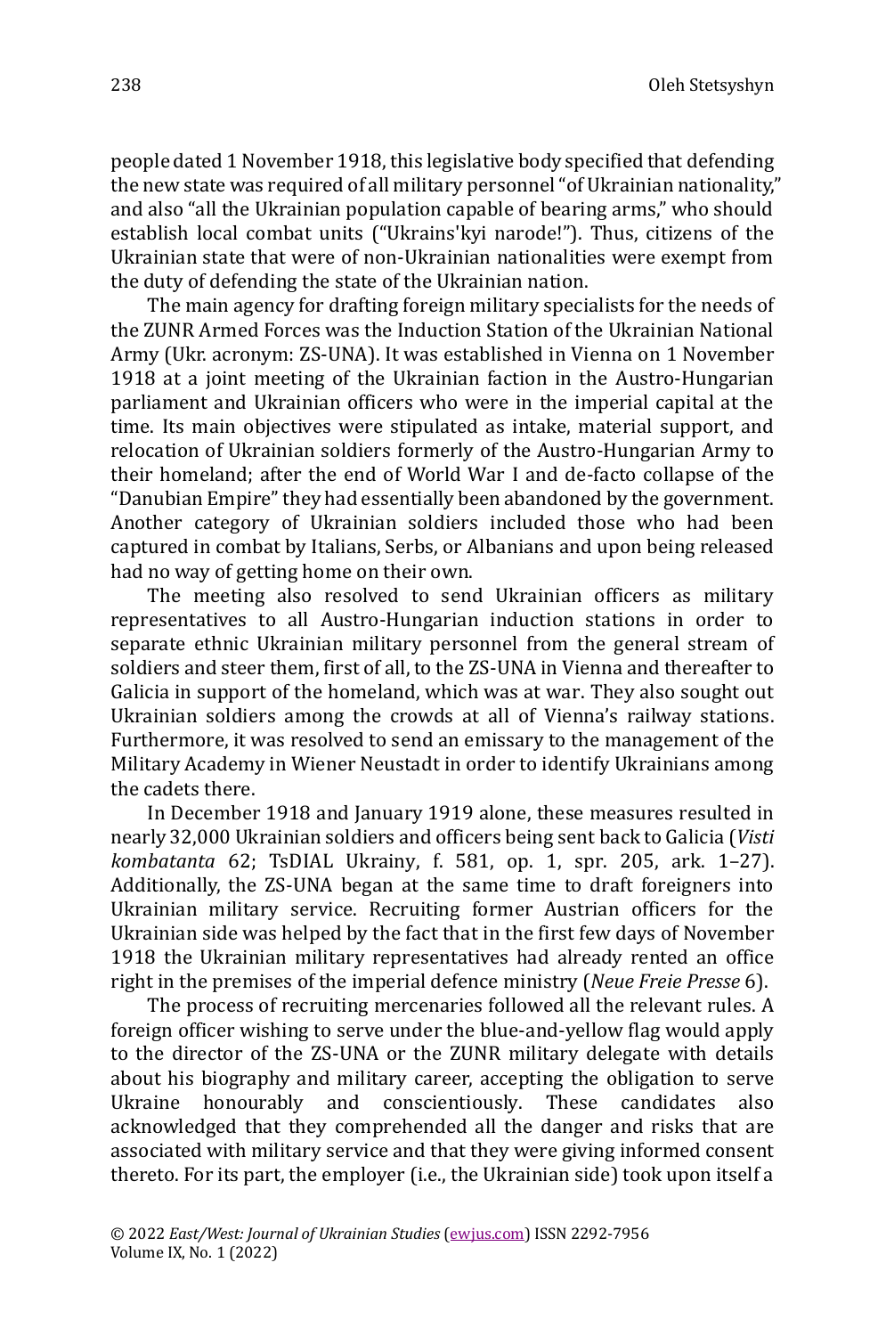people dated 1 November 1918, this legislative body specified that defending the new state was required of all military personnel "of Ukrainian nationality," and also "all the Ukrainian population capable of bearing arms," who should establish local combat units ("Ukrains'kyi narode!"). Thus, citizens of the Ukrainian state that were of non-Ukrainian nationalities were exempt from the duty of defending the state of the Ukrainian nation.

The main agency for drafting foreign military specialists for the needs of the ZUNR Armed Forces was the Induction Station of the Ukrainian National Army (Ukr. acronym: ZS-UNA). It was established in Vienna on 1 November 1918 at a joint meeting of the Ukrainian faction in the Austro-Hungarian parliament and Ukrainian officers who were in the imperial capital at the time. Its main objectives were stipulated as intake, material support, and relocation of Ukrainian soldiers formerly of the Austro-Hungarian Army to their homeland; after the end of World War I and de-facto collapse of the "Danubian Empire" they had essentially been abandoned by the government. Another category of Ukrainian soldiers included those who had been captured in combat by Italians, Serbs, or Albanians and upon being released had no way of getting home on their own.

The meeting also resolved to send Ukrainian officers as military representatives to all Austro-Hungarian induction stations in order to separate ethnic Ukrainian military personnel from the general stream of soldiers and steer them, first of all, to the ZS-UNA in Vienna and thereafter to Galicia in support of the homeland, which was at war. They also sought out Ukrainian soldiers among the crowds at all of Vienna's railway stations. Furthermore, it was resolved to send an emissary to the management of the Military Academy in Wiener Neustadt in order to identify Ukrainians among the cadets there.

In December 1918 and January 1919 alone, these measures resulted in nearly 32,000 Ukrainian soldiers and officers being sent back to Galicia (*Visti kombatanta* 62; TsDIAL Ukrainy, f. 581, op. 1, spr. 205, ark. 1–27). Additionally, the ZS-UNA began at the same time to draft foreigners into Ukrainian military service. Recruiting former Austrian officers for the Ukrainian side was helped by the fact that in the first few days of November 1918 the Ukrainian military representatives had already rented an office right in the premises of the imperial defence ministry (*Neue Freie Presse* 6).

The process of recruiting mercenaries followed all the relevant rules. A foreign officer wishing to serve under the blue-and-yellow flag would apply to the director of the ZS-UNA or the ZUNR military delegate with details about his biography and military career, accepting the obligation to serve Ukraine honourably and conscientiously. These candidates also acknowledged that they comprehended all the danger and risks that are associated with military service and that they were giving informed consent thereto. For its part, the employer (i.e., the Ukrainian side) took upon itself a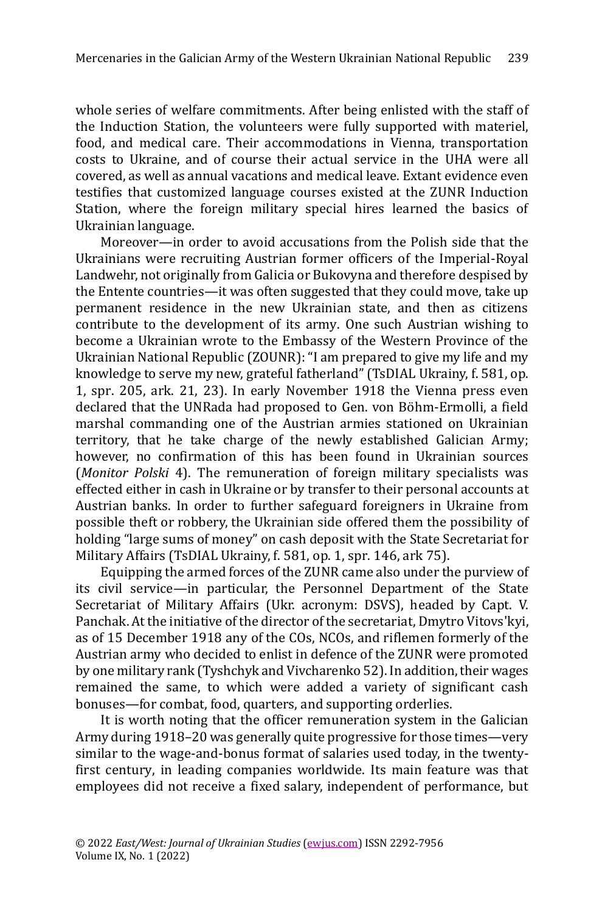whole series of welfare commitments. After being enlisted with the staff of the Induction Station, the volunteers were fully supported with materiel, food, and medical care. Their accommodations in Vienna, transportation costs to Ukraine, and of course their actual service in the UHA were all covered, as well as annual vacations and medical leave. Extant evidence even testifies that customized language courses existed at the ZUNR Induction Station, where the foreign military special hires learned the basics of Ukrainian language.

Moreover—in order to avoid accusations from the Polish side that the Ukrainians were recruiting Austrian former officers of the Imperial-Royal Landwehr, not originally from Galicia or Bukovyna and therefore despised by the Entente countries—it was often suggested that they could move, take up permanent residence in the new Ukrainian state, and then as citizens contribute to the development of its army. One such Austrian wishing to become a Ukrainian wrote to the Embassy of the Western Province of the Ukrainian National Republic (ZOUNR): "I am prepared to give my life and my knowledge to serve my new, grateful fatherland" (TsDIAL Ukrainy, f. 581, op. 1, spr. 205, ark. 21, 23). In early November 1918 the Vienna press even declared that the UNRada had proposed to Gen. von Böhm-Ermolli, a field marshal commanding one of the Austrian armies stationed on Ukrainian territory, that he take charge of the newly established Galician Army; however, no confirmation of this has been found in Ukrainian sources (*Monitor Polski* 4). The remuneration of foreign military specialists was effected either in cash in Ukraine or by transfer to their personal accounts at Austrian banks. In order to further safeguard foreigners in Ukraine from possible theft or robbery, the Ukrainian side offered them the possibility of holding "large sums of money" on cash deposit with the State Secretariat for Military Affairs (TsDIAL Ukrainy, f. 581, op. 1, spr. 146, ark 75).

Equipping the armed forces of the ZUNR came also under the purview of its civil service—in particular, the Personnel Department of the State Secretariat of Military Affairs (Ukr. acronym: DSVS), headed by Capt. V. Panchak. At the initiative of the director of the secretariat, Dmytro Vitovs'kyi, as of 15 December 1918 any of the COs, NCOs, and riflemen formerly of the Austrian army who decided to enlist in defence of the ZUNR were promoted by one military rank (Tyshchyk and Vivcharenko 52). In addition, their wages remained the same, to which were added a variety of significant cash bonuses—for combat, food, quarters, and supporting orderlies.

It is worth noting that the officer remuneration system in the Galician Army during 1918–20 was generally quite progressive for those times—very similar to the wage-and-bonus format of salaries used today, in the twenty-first century, in leading companies worldwide. Its main feature was that employees did not receive a fixed salary, independent of performance, but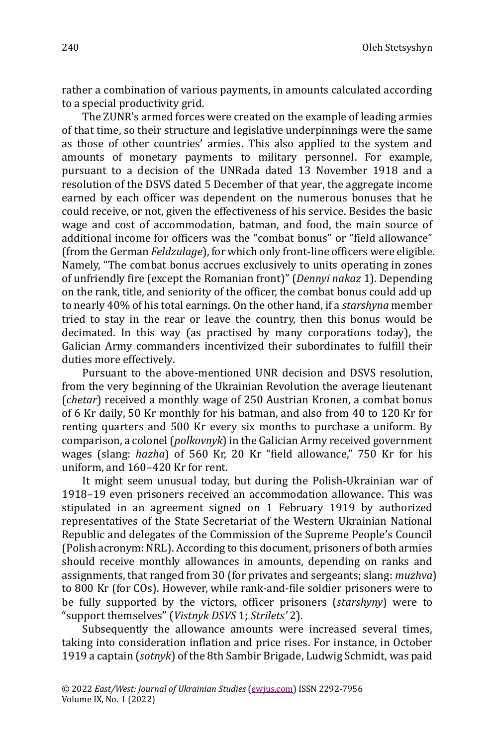rather a combination of various payments, in amounts calculated according to a special productivity grid.

The ZUNR's armed forces were created on the example of leading armies of that time, so their structure and legislative underpinnings were the same as those of other countries' armies. This also applied to the system and amounts of monetary payments to military personnel. For example, pursuant to a decision of the UNRada dated 13 November 1918 and a resolution of the DSVS dated 5 December of that year, the aggregate income earned by each officer was dependent on the numerous bonuses that he could receive, or not, given the effectiveness of his service. Besides the basic wage and cost of accommodation, batman, and food, the main source of additional income for officers was the "combat bonus" or "field allowance" (from the German *Feldzulage*), for which only front-line officers were eligible. Namely, "The combat bonus accrues exclusively to units operating in zones of unfriendly fire (except the Romanian front)" (*Dennyi nakaz* 1). Depending on the rank, title, and seniority of the officer, the combat bonus could add up to nearly 40% of his total earnings. On the other hand, if a *starshyna* member tried to stay in the rear or leave the country, then this bonus would be decimated. In this way (as practised by many corporations today), the Galician Army commanders incentivized their subordinates to fulfill their duties more effectively.

Pursuant to the above-mentioned UNR decision and DSVS resolution, from the very beginning of the Ukrainian Revolution the average lieutenant (*chetar*) received a monthly wage of 250 Austrian Kronen, a combat bonus of 6 Kr daily, 50 Kr monthly for his batman, and also from 40 to 120 Kr for renting quarters and 500 Kr every six months to purchase a uniform. By comparison, a colonel (*polkovnyk*) in the Galician Army received government wages (slang: *hazha*) of 560 Kr, 20 Kr "field allowance," 750 Kr for his uniform, and 160–420 Kr for rent.

It might seem unusual today, but during the Polish-Ukrainian war of 1918–19 even prisoners received an accommodation allowance. This was stipulated in an agreement signed on 1 February 1919 by authorized representatives of the State Secretariat of the Western Ukrainian National Republic and delegates of the Commission of the Supreme People's Council (Polish acronym: NRL). According to this document, prisoners of both armies should receive monthly allowances in amounts, depending on ranks and assignments, that ranged from 30 (for privates and sergeants; slang: *muzhva*) to 800 Kr (for COs). However, while rank-and-file soldier prisoners were to be fully supported by the victors, officer prisoners (*starshyny*) were to "support themselves" (*Vistnyk DSVS* 1; *Strilets'* 2).

Subsequently the allowance amounts were increased several times, taking into consideration inflation and price rises. For instance, in October 1919 a captain (*sotnyk*) of the 8th Sambir Brigade, Ludwig Schmidt, was paid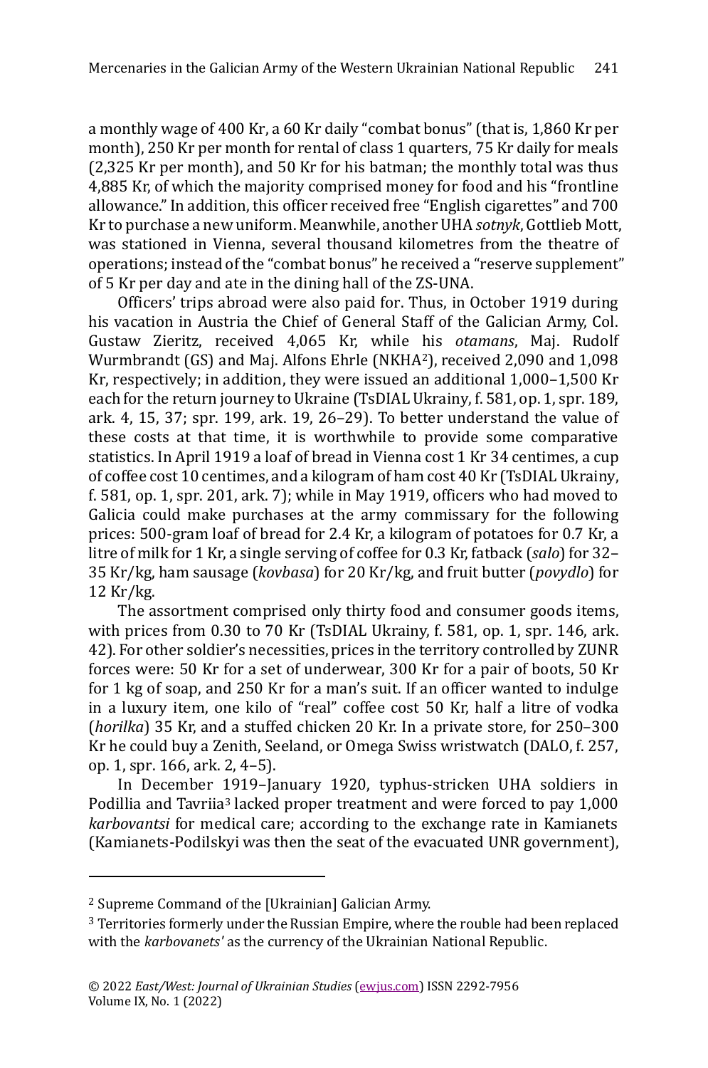a monthly wage of 400 Kr, a 60 Kr daily "combat bonus" (that is, 1,860 Kr per month), 250 Kr per month for rental of class 1 quarters, 75 Kr daily for meals (2,325 Kr per month), and 50 Kr for his batman; the monthly total was thus 4,885 Kr, of which the majority comprised money for food and his "frontline allowance." In addition, this officer received free "English cigarettes" and 700 Kr to purchase a new uniform. Meanwhile, another UHA *sotnyk*, Gottlieb Mott, was stationed in Vienna, several thousand kilometres from the theatre of operations; instead of the "combat bonus" he received a "reserve supplement" of 5 Kr per day and ate in the dining hall of the ZS-UNA.

Officers' trips abroad were also paid for. Thus, in October 1919 during his vacation in Austria the Chief of General Staff of the Galician Army, Col. Gustaw Zieritz, received 4,065 Kr, while his *otamans*, Maj. Rudolf Wurmbrandt (GS) and Maj. Alfons Ehrle (NKHA[2]), received 2,090 and 1,098 Kr, respectively; in addition, they were issued an additional 1,000–1,500 Kr each for the return journey to Ukraine (TsDIAL Ukrainy, f. 581, op. 1, spr. 189, ark. 4, 15, 37; spr. 199, ark. 19, 26–29). To better understand the value of these costs at that time, it is worthwhile to provide some comparative statistics. In April 1919 a loaf of bread in Vienna cost 1 Kr 34 centimes, a cup of coffee cost 10 centimes, and a kilogram of ham cost 40 Kr (TsDIAL Ukrainy, f. 581, op. 1, spr. 201, ark. 7); while in May 1919, officers who had moved to Galicia could make purchases at the army commissary for the following prices: 500-gram loaf of bread for 2.4 Kr, a kilogram of potatoes for 0.7 Kr, a litre of milk for 1 Kr, a single serving of coffee for 0.3 Kr, fatback (*salo*) for 32–35 Kr/kg, ham sausage (*kovbasa*) for 20 Kr/kg, and fruit butter (*povydlo*) for 12 Kr/kg.

The assortment comprised only thirty food and consumer goods items, with prices from 0.30 to 70 Kr (TsDIAL Ukrainy, f. 581, op. 1, spr. 146, ark. 42). For other soldier's necessities, prices in the territory controlled by ZUNR forces were: 50 Kr for a set of underwear, 300 Kr for a pair of boots, 50 Kr for 1 kg of soap, and 250 Kr for a man's suit. If an officer wanted to indulge in a luxury item, one kilo of "real" coffee cost 50 Kr, half a litre of vodka (*horilka*) 35 Kr, and a stuffed chicken 20 Kr. In a private store, for 250–300 Kr he could buy a Zenith, Seeland, or Omega Swiss wristwatch (DALO, f. 257, op. 1, spr. 166, ark. 2, 4–5).

In December 1919–January 1920, typhus-stricken UHA soldiers in Podillia and Tavriia[3] lacked proper treatment and were forced to pay 1,000 *karbovantsi* for medical care; according to the exchange rate in Kamianets (Kamianets-Podilskyi was then the seat of the evacuated UNR government),

---

[2] Supreme Command of the [Ukrainian] Galician Army.

[3] Territories formerly under the Russian Empire, where the rouble had been replaced with the *karbovanets'* as the currency of the Ukrainian National Republic.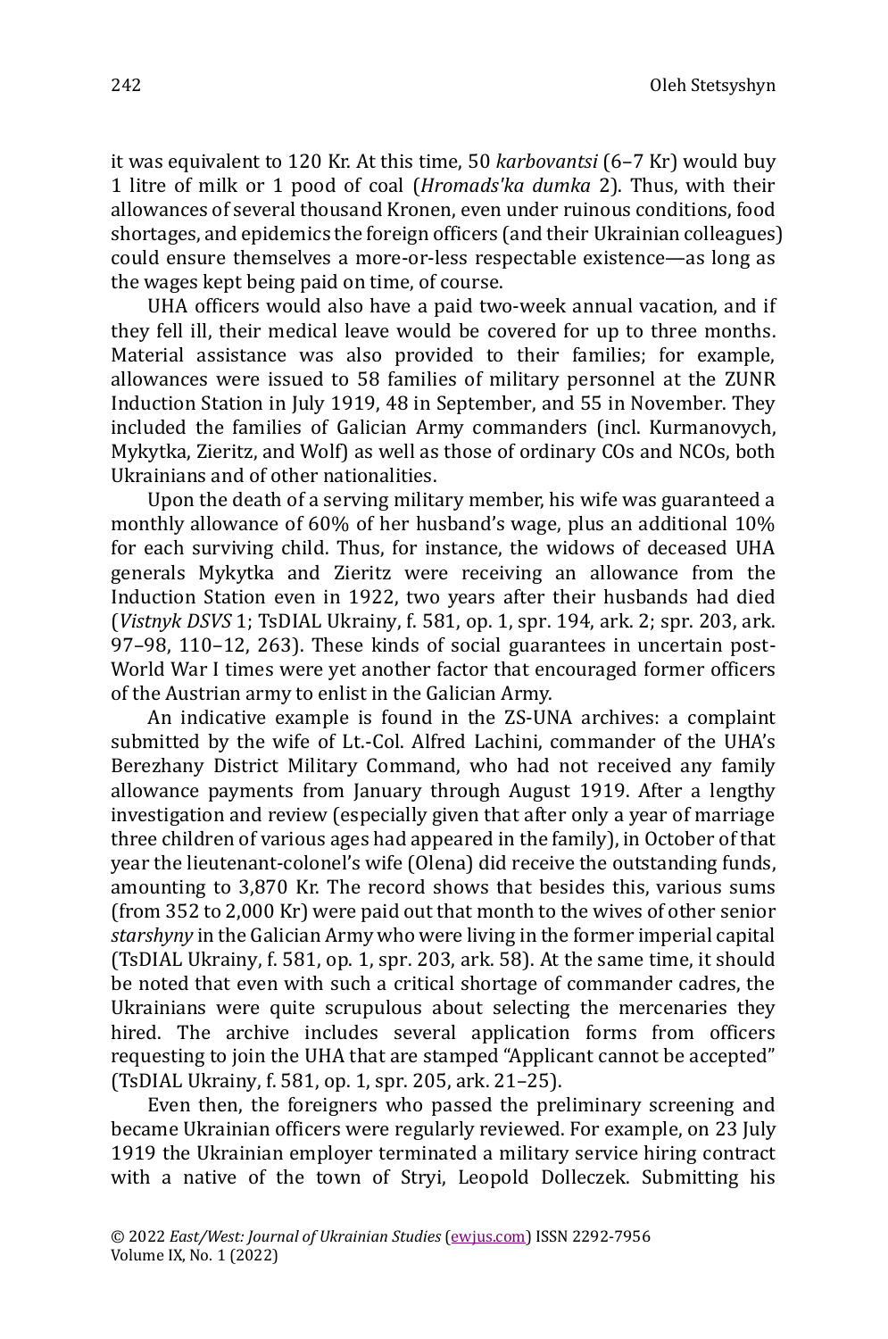it was equivalent to 120 Kr. At this time, 50 *karbovantsi* (6–7 Kr) would buy 1 litre of milk or 1 pood of coal (*Hromads'ka dumka* 2). Thus, with their allowances of several thousand Kronen, even under ruinous conditions, food shortages, and epidemics the foreign officers (and their Ukrainian colleagues) could ensure themselves a more-or-less respectable existence—as long as the wages kept being paid on time, of course.

UHA officers would also have a paid two-week annual vacation, and if they fell ill, their medical leave would be covered for up to three months. Material assistance was also provided to their families; for example, allowances were issued to 58 families of military personnel at the ZUNR Induction Station in July 1919, 48 in September, and 55 in November. They included the families of Galician Army commanders (incl. Kurmanovych, Mykytka, Zieritz, and Wolf) as well as those of ordinary COs and NCOs, both Ukrainians and of other nationalities.

Upon the death of a serving military member, his wife was guaranteed a monthly allowance of 60% of her husband's wage, plus an additional 10% for each surviving child. Thus, for instance, the widows of deceased UHA generals Mykytka and Zieritz were receiving an allowance from the Induction Station even in 1922, two years after their husbands had died (*Vistnyk DSVS* 1; TsDIAL Ukrainy, f. 581, op. 1, spr. 194, ark. 2; spr. 203, ark. 97–98, 110–12, 263). These kinds of social guarantees in uncertain post-World War I times were yet another factor that encouraged former officers of the Austrian army to enlist in the Galician Army.

An indicative example is found in the ZS-UNA archives: a complaint submitted by the wife of Lt.-Col. Alfred Lachini, commander of the UHA's Berezhany District Military Command, who had not received any family allowance payments from January through August 1919. After a lengthy investigation and review (especially given that after only a year of marriage three children of various ages had appeared in the family), in October of that year the lieutenant-colonel's wife (Olena) did receive the outstanding funds, amounting to 3,870 Kr. The record shows that besides this, various sums (from 352 to 2,000 Kr) were paid out that month to the wives of other senior *starshyny* in the Galician Army who were living in the former imperial capital (TsDIAL Ukrainy, f. 581, op. 1, spr. 203, ark. 58). At the same time, it should be noted that even with such a critical shortage of commander cadres, the Ukrainians were quite scrupulous about selecting the mercenaries they hired. The archive includes several application forms from officers requesting to join the UHA that are stamped "Applicant cannot be accepted" (TsDIAL Ukrainy, f. 581, op. 1, spr. 205, ark. 21–25).

Even then, the foreigners who passed the preliminary screening and became Ukrainian officers were regularly reviewed. For example, on 23 July 1919 the Ukrainian employer terminated a military service hiring contract with a native of the town of Stryi, Leopold Dolleczek. Submitting his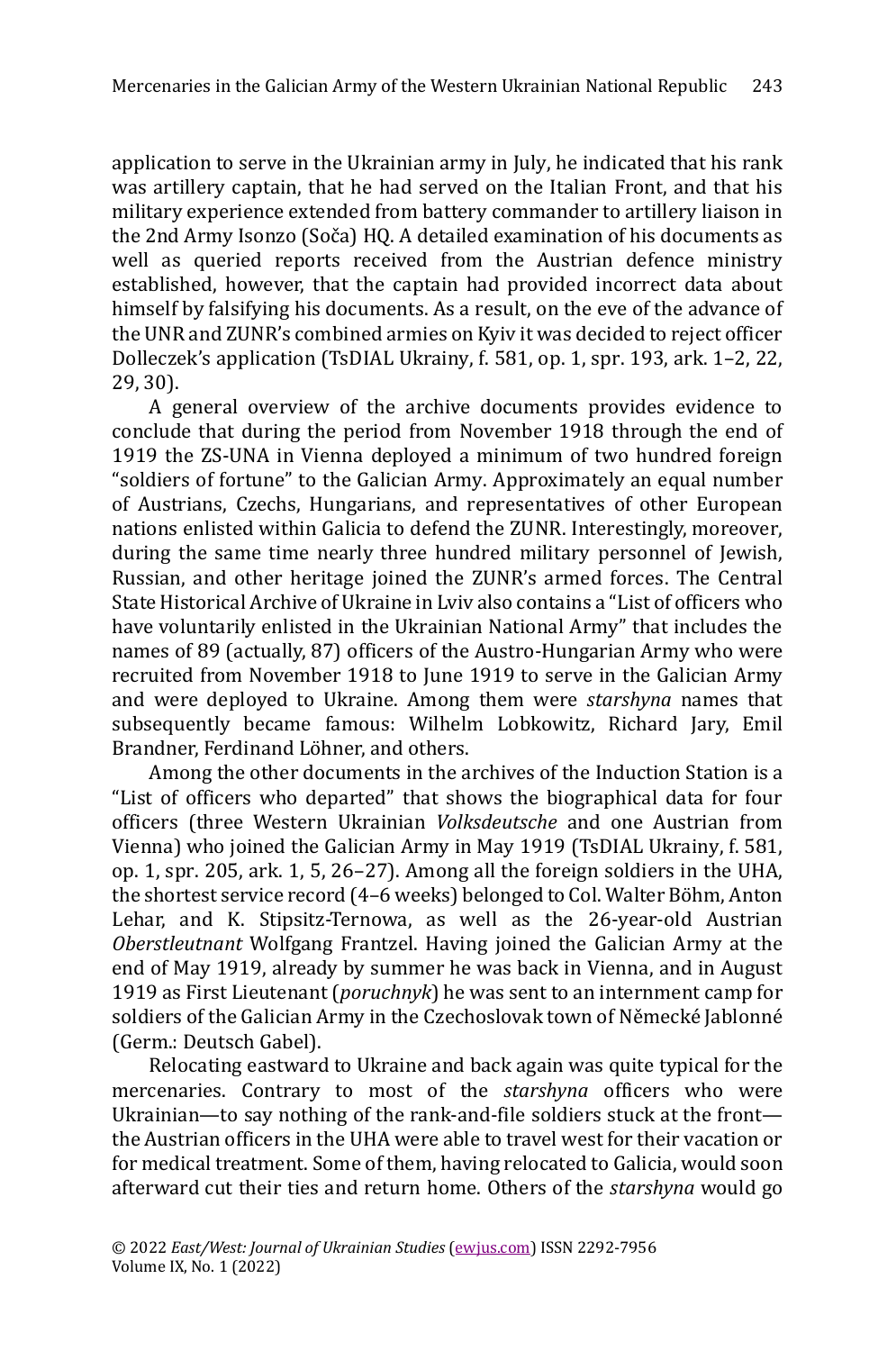application to serve in the Ukrainian army in July, he indicated that his rank was artillery captain, that he had served on the Italian Front, and that his military experience extended from battery commander to artillery liaison in the 2nd Army Isonzo (Soča) HQ. A detailed examination of his documents as well as queried reports received from the Austrian defence ministry established, however, that the captain had provided incorrect data about himself by falsifying his documents. As a result, on the eve of the advance of the UNR and ZUNR's combined armies on Kyiv it was decided to reject officer Dolleczek's application (TsDIAL Ukrainy, f. 581, op. 1, spr. 193, ark. 1–2, 22, 29, 30).

A general overview of the archive documents provides evidence to conclude that during the period from November 1918 through the end of 1919 the ZS-UNA in Vienna deployed a minimum of two hundred foreign "soldiers of fortune" to the Galician Army. Approximately an equal number of Austrians, Czechs, Hungarians, and representatives of other European nations enlisted within Galicia to defend the ZUNR. Interestingly, moreover, during the same time nearly three hundred military personnel of Jewish, Russian, and other heritage joined the ZUNR's armed forces. The Central State Historical Archive of Ukraine in Lviv also contains a "List of officers who have voluntarily enlisted in the Ukrainian National Army" that includes the names of 89 (actually, 87) officers of the Austro-Hungarian Army who were recruited from November 1918 to June 1919 to serve in the Galician Army and were deployed to Ukraine. Among them were *starshyna* names that subsequently became famous: Wilhelm Lobkowitz, Richard Jary, Emil Brandner, Ferdinand Löhner, and others.

Among the other documents in the archives of the Induction Station is a "List of officers who departed" that shows the biographical data for four officers (three Western Ukrainian *Volksdeutsche* and one Austrian from Vienna) who joined the Galician Army in May 1919 (TsDIAL Ukrainy, f. 581, op. 1, spr. 205, ark. 1, 5, 26–27). Among all the foreign soldiers in the UHA, the shortest service record (4–6 weeks) belonged to Col. Walter Böhm, Anton Lehar, and K. Stipsitz-Ternowa, as well as the 26-year-old Austrian *Oberstleutnant* Wolfgang Frantzel. Having joined the Galician Army at the end of May 1919, already by summer he was back in Vienna, and in August 1919 as First Lieutenant (*poruchnyk*) he was sent to an internment camp for soldiers of the Galician Army in the Czechoslovak town of Německé Jablonné (Germ.: Deutsch Gabel).

Relocating eastward to Ukraine and back again was quite typical for the mercenaries. Contrary to most of the *starshyna* officers who were Ukrainian—to say nothing of the rank-and-file soldiers stuck at the front—the Austrian officers in the UHA were able to travel west for their vacation or for medical treatment. Some of them, having relocated to Galicia, would soon afterward cut their ties and return home. Others of the *starshyna* would go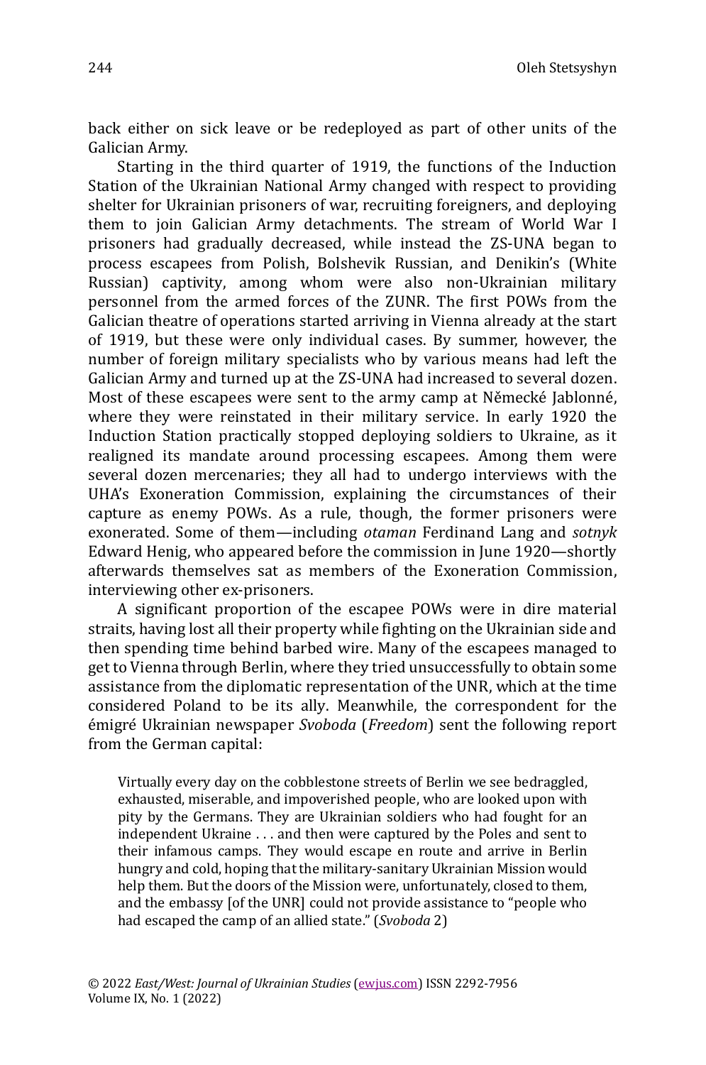back either on sick leave or be redeployed as part of other units of the Galician Army.

Starting in the third quarter of 1919, the functions of the Induction Station of the Ukrainian National Army changed with respect to providing shelter for Ukrainian prisoners of war, recruiting foreigners, and deploying them to join Galician Army detachments. The stream of World War I prisoners had gradually decreased, while instead the ZS-UNA began to process escapees from Polish, Bolshevik Russian, and Denikin's (White Russian) captivity, among whom were also non-Ukrainian military personnel from the armed forces of the ZUNR. The first POWs from the Galician theatre of operations started arriving in Vienna already at the start of 1919, but these were only individual cases. By summer, however, the number of foreign military specialists who by various means had left the Galician Army and turned up at the ZS-UNA had increased to several dozen. Most of these escapees were sent to the army camp at Německé Jablonné, where they were reinstated in their military service. In early 1920 the Induction Station practically stopped deploying soldiers to Ukraine, as it realigned its mandate around processing escapees. Among them were several dozen mercenaries; they all had to undergo interviews with the UHA's Exoneration Commission, explaining the circumstances of their capture as enemy POWs. As a rule, though, the former prisoners were exonerated. Some of them—including *otaman* Ferdinand Lang and *sotnyk* Edward Henig, who appeared before the commission in June 1920—shortly afterwards themselves sat as members of the Exoneration Commission, interviewing other ex-prisoners.

A significant proportion of the escapee POWs were in dire material straits, having lost all their property while fighting on the Ukrainian side and then spending time behind barbed wire. Many of the escapees managed to get to Vienna through Berlin, where they tried unsuccessfully to obtain some assistance from the diplomatic representation of the UNR, which at the time considered Poland to be its ally. Meanwhile, the correspondent for the émigré Ukrainian newspaper *Svoboda* (*Freedom*) sent the following report from the German capital:

> Virtually every day on the cobblestone streets of Berlin we see bedraggled, exhausted, miserable, and impoverished people, who are looked upon with pity by the Germans. They are Ukrainian soldiers who had fought for an independent Ukraine . . . and then were captured by the Poles and sent to their infamous camps. They would escape en route and arrive in Berlin hungry and cold, hoping that the military-sanitary Ukrainian Mission would help them. But the doors of the Mission were, unfortunately, closed to them, and the embassy [of the UNR] could not provide assistance to "people who had escaped the camp of an allied state." (*Svoboda* 2)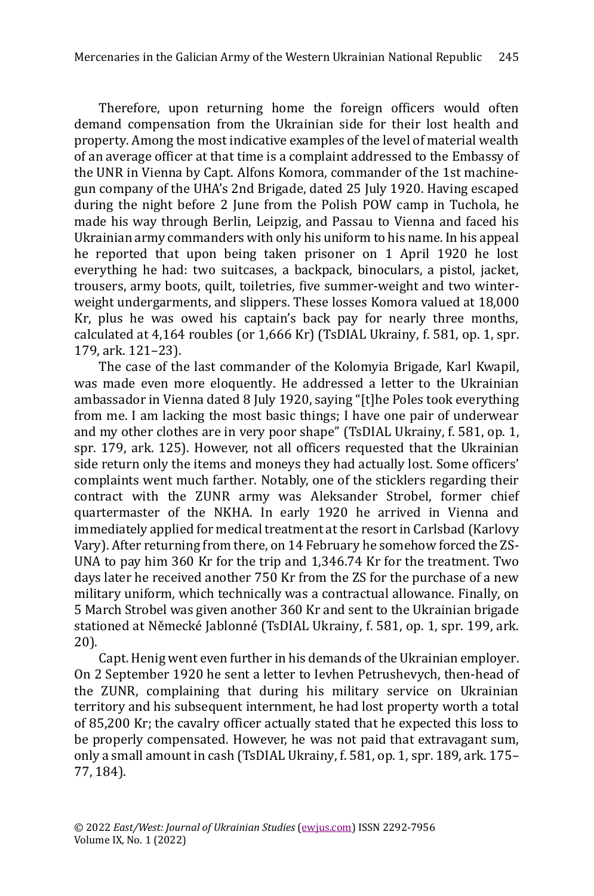Therefore, upon returning home the foreign officers would often demand compensation from the Ukrainian side for their lost health and property. Among the most indicative examples of the level of material wealth of an average officer at that time is a complaint addressed to the Embassy of the UNR in Vienna by Capt. Alfons Komora, commander of the 1st machine-gun company of the UHA's 2nd Brigade, dated 25 July 1920. Having escaped during the night before 2 June from the Polish POW camp in Tuchola, he made his way through Berlin, Leipzig, and Passau to Vienna and faced his Ukrainian army commanders with only his uniform to his name. In his appeal he reported that upon being taken prisoner on 1 April 1920 he lost everything he had: two suitcases, a backpack, binoculars, a pistol, jacket, trousers, army boots, quilt, toiletries, five summer-weight and two winter-weight undergarments, and slippers. These losses Komora valued at 18,000 Kr, plus he was owed his captain's back pay for nearly three months, calculated at 4,164 roubles (or 1,666 Kr) (TsDIAL Ukrainy, f. 581, op. 1, spr. 179, ark. 121–23).

The case of the last commander of the Kolomyia Brigade, Karl Kwapil, was made even more eloquently. He addressed a letter to the Ukrainian ambassador in Vienna dated 8 July 1920, saying "[t]he Poles took everything from me. I am lacking the most basic things; I have one pair of underwear and my other clothes are in very poor shape" (TsDIAL Ukrainy, f. 581, op. 1, spr. 179, ark. 125). However, not all officers requested that the Ukrainian side return only the items and moneys they had actually lost. Some officers' complaints went much farther. Notably, one of the sticklers regarding their contract with the ZUNR army was Aleksander Strobel, former chief quartermaster of the NKHA. In early 1920 he arrived in Vienna and immediately applied for medical treatment at the resort in Carlsbad (Karlovy Vary). After returning from there, on 14 February he somehow forced the ZS-UNA to pay him 360 Kr for the trip and 1,346.74 Kr for the treatment. Two days later he received another 750 Kr from the ZS for the purchase of a new military uniform, which technically was a contractual allowance. Finally, on 5 March Strobel was given another 360 Kr and sent to the Ukrainian brigade stationed at Německé Jablonné (TsDIAL Ukrainy, f. 581, op. 1, spr. 199, ark. 20).

Capt. Henig went even further in his demands of the Ukrainian employer. On 2 September 1920 he sent a letter to Ievhen Petrushevych, then-head of the ZUNR, complaining that during his military service on Ukrainian territory and his subsequent internment, he had lost property worth a total of 85,200 Kr; the cavalry officer actually stated that he expected this loss to be properly compensated. However, he was not paid that extravagant sum, only a small amount in cash (TsDIAL Ukrainy, f. 581, op. 1, spr. 189, ark. 175–77, 184).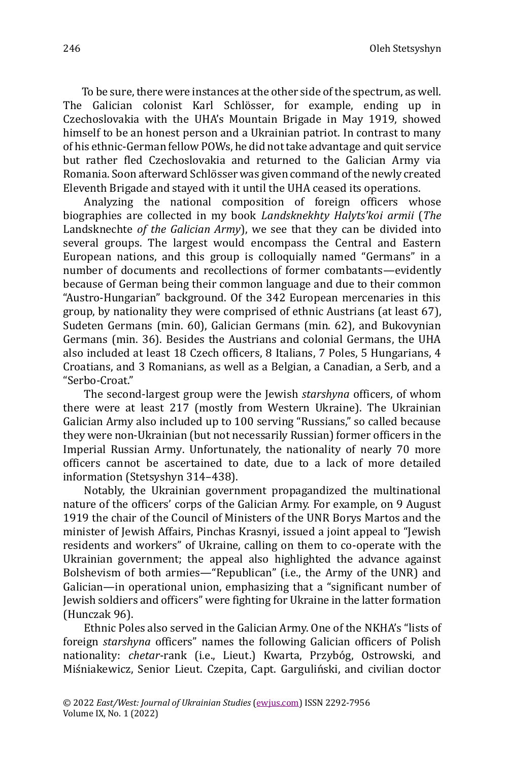To be sure, there were instances at the other side of the spectrum, as well. The Galician colonist Karl Schlösser, for example, ending up in Czechoslovakia with the UHA's Mountain Brigade in May 1919, showed himself to be an honest person and a Ukrainian patriot. In contrast to many of his ethnic-German fellow POWs, he did not take advantage and quit service but rather fled Czechoslovakia and returned to the Galician Army via Romania. Soon afterward Schlösser was given command of the newly created Eleventh Brigade and stayed with it until the UHA ceased its operations.

Analyzing the national composition of foreign officers whose biographies are collected in my book *Landsknekhty Halyts'koi armii* (*The* Landsknechte *of the Galician Army*), we see that they can be divided into several groups. The largest would encompass the Central and Eastern European nations, and this group is colloquially named "Germans" in a number of documents and recollections of former combatants—evidently because of German being their common language and due to their common "Austro-Hungarian" background. Of the 342 European mercenaries in this group, by nationality they were comprised of ethnic Austrians (at least 67), Sudeten Germans (min. 60), Galician Germans (min. 62), and Bukovynian Germans (min. 36). Besides the Austrians and colonial Germans, the UHA also included at least 18 Czech officers, 8 Italians, 7 Poles, 5 Hungarians, 4 Croatians, and 3 Romanians, as well as a Belgian, a Canadian, a Serb, and a "Serbo-Croat."

The second-largest group were the Jewish *starshyna* officers, of whom there were at least 217 (mostly from Western Ukraine). The Ukrainian Galician Army also included up to 100 serving "Russians," so called because they were non-Ukrainian (but not necessarily Russian) former officers in the Imperial Russian Army. Unfortunately, the nationality of nearly 70 more officers cannot be ascertained to date, due to a lack of more detailed information (Stetsyshyn 314–438).

Notably, the Ukrainian government propagandized the multinational nature of the officers' corps of the Galician Army. For example, on 9 August 1919 the chair of the Council of Ministers of the UNR Borys Martos and the minister of Jewish Affairs, Pinchas Krasnyi, issued a joint appeal to "Jewish residents and workers" of Ukraine, calling on them to co-operate with the Ukrainian government; the appeal also highlighted the advance against Bolshevism of both armies—"Republican" (i.e., the Army of the UNR) and Galician—in operational union, emphasizing that a "significant number of Jewish soldiers and officers" were fighting for Ukraine in the latter formation (Hunczak 96).

Ethnic Poles also served in the Galician Army. One of the NKHA's "lists of foreign *starshyna* officers" names the following Galician officers of Polish nationality: *chetar*-rank (i.e., Lieut.) Kwarta, Przybóg, Ostrowski, and Miśniakewicz, Senior Lieut. Czepita, Capt. Gargulinski, and civilian doctor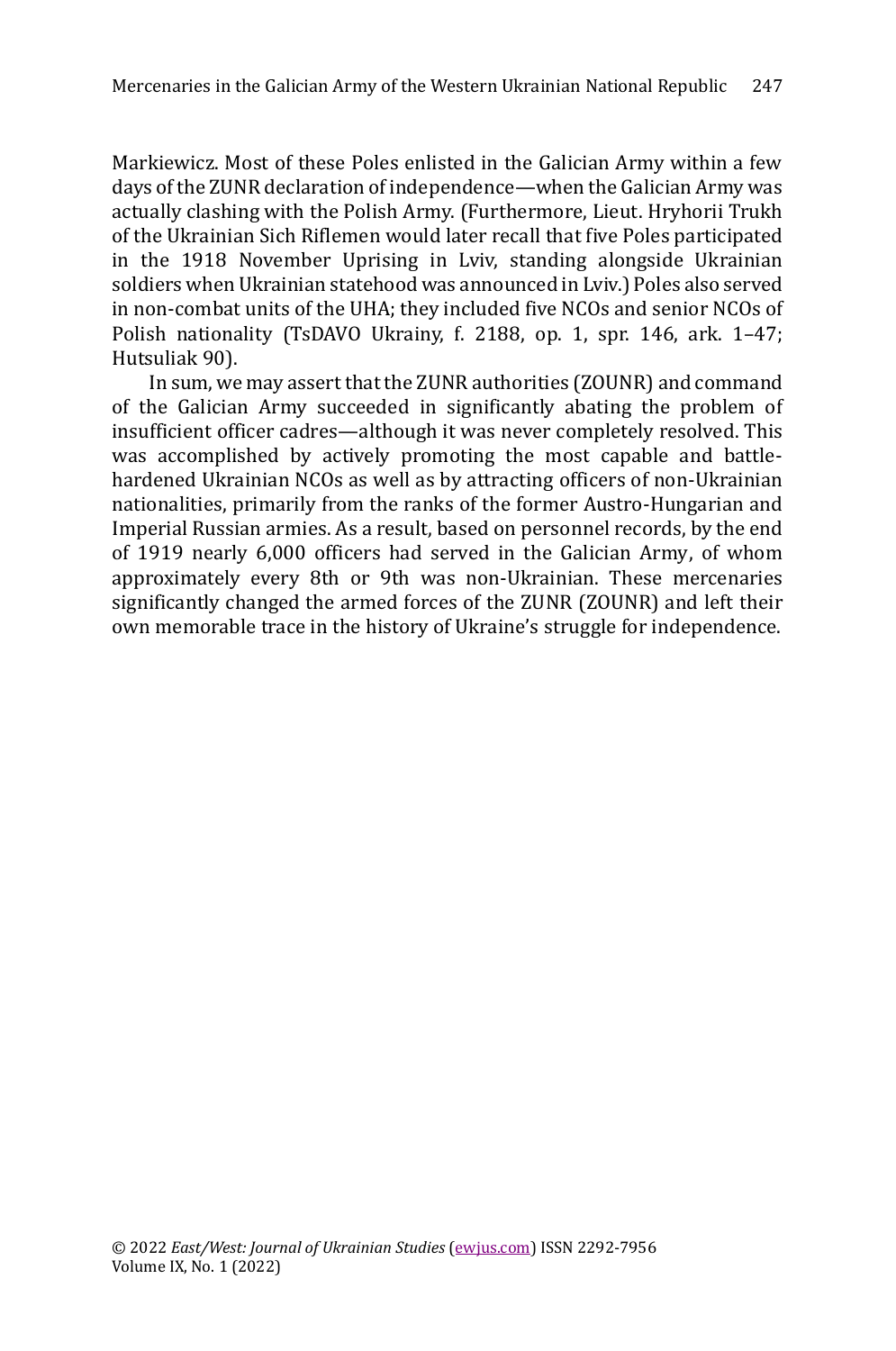Markiewicz. Most of these Poles enlisted in the Galician Army within a few days of the ZUNR declaration of independence—when the Galician Army was actually clashing with the Polish Army. (Furthermore, Lieut. Hryhorii Trukh of the Ukrainian Sich Riflemen would later recall that five Poles participated in the 1918 November Uprising in Lviv, standing alongside Ukrainian soldiers when Ukrainian statehood was announced in Lviv.) Poles also served in non-combat units of the UHA; they included five NCOs and senior NCOs of Polish nationality (TsDAVO Ukrainy, f. 2188, op. 1, spr. 146, ark. 1–47; Hutsuliak 90).

In sum, we may assert that the ZUNR authorities (ZOUNR) and command of the Galician Army succeeded in significantly abating the problem of insufficient officer cadres—although it was never completely resolved. This was accomplished by actively promoting the most capable and battle-hardened Ukrainian NCOs as well as by attracting officers of non-Ukrainian nationalities, primarily from the ranks of the former Austro-Hungarian and Imperial Russian armies. As a result, based on personnel records, by the end of 1919 nearly 6,000 officers had served in the Galician Army, of whom approximately every 8th or 9th was non-Ukrainian. These mercenaries significantly changed the armed forces of the ZUNR (ZOUNR) and left their own memorable trace in the history of Ukraine's struggle for independence.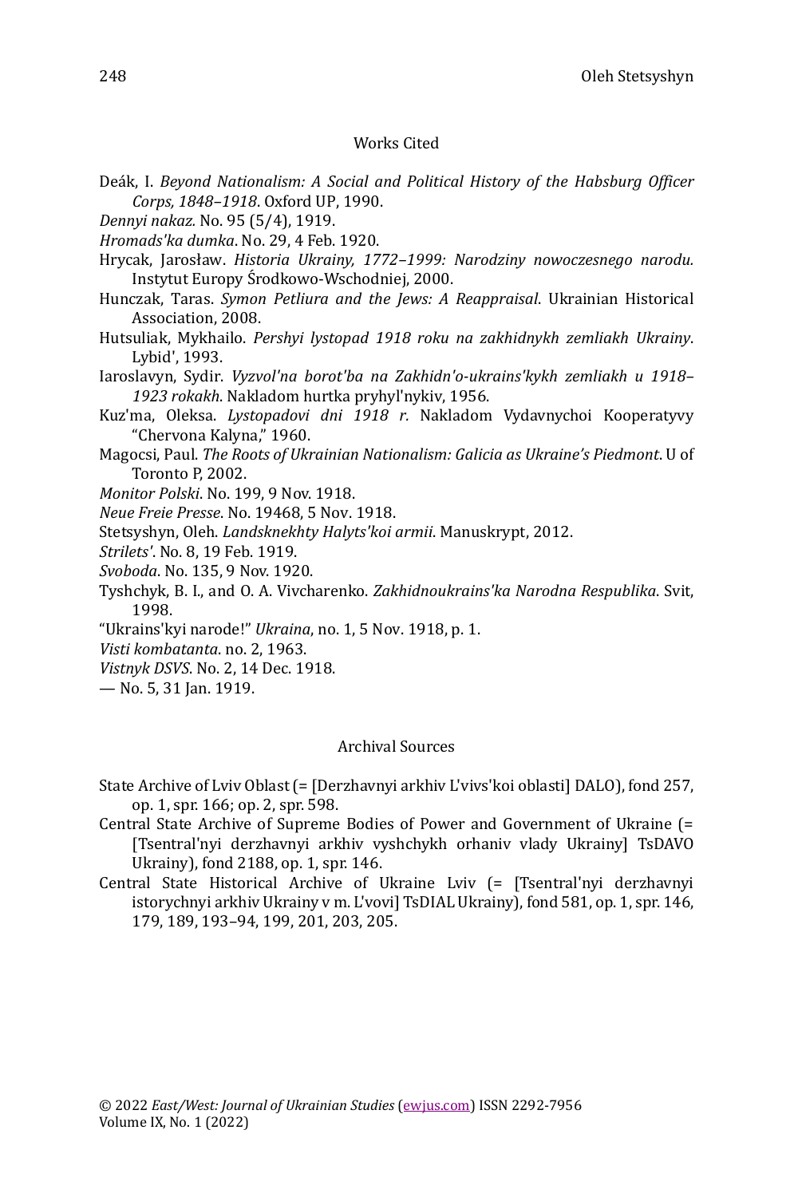## Works Cited

Deák, I. *Beyond Nationalism: A Social and Political History of the Habsburg Officer Corps, 1848–1918*. Oxford UP, 1990.

*Dennyi nakaz.* No. 95 (5/4), 1919.

*Hromads'ka dumka*. No. 29, 4 Feb. 1920.

Hrycak, Jarosław. *Historia Ukrainy, 1772–1999: Narodziny nowoczesnego narodu.* Instytut Europy Środkowo-Wschodniej, 2000.

Hunczak, Taras. *Symon Petliura and the Jews: A Reappraisal*. Ukrainian Historical Association, 2008.

Hutsuliak, Mykhailo. *Pershyi lystopad 1918 roku na zakhidnykh zemliakh Ukrainy*. Lybid', 1993.

Iaroslavyn, Sydir. *Vyzvol'na borot'ba na Zakhidn'o-ukrains'kykh zemliakh u 1918–1923 rokakh*. Nakladom hurtka pryhyl'nykiv, 1956.

Kuz'ma, Oleksa. *Lystopadovi dni 1918 r.* Nakladom Vydavnychoi Kooperatyvy "Chervona Kalyna," 1960.

Magocsi, Paul. *The Roots of Ukrainian Nationalism: Galicia as Ukraine's Piedmont*. U of Toronto P, 2002.

*Monitor Polski*. No. 199, 9 Nov. 1918.

*Neue Freie Presse*. No. 19468, 5 Nov. 1918.

Stetsyshyn, Oleh. *Landsknekhty Halyts'koi armii*. Manuskrypt, 2012.

*Strilets'*. No. 8, 19 Feb. 1919.

*Svoboda*. No. 135, 9 Nov. 1920.

Tyshchyk, B. I., and O. A. Vivcharenko. *Zakhidnoukrains'ka Narodna Respublika*. Svit, 1998.

"Ukrains'kyi narode!" *Ukraina*, no. 1, 5 Nov. 1918, p. 1.

*Visti kombatanta*. no. 2, 1963.

*Vistnyk DSVS*. No. 2, 14 Dec. 1918.

— No. 5, 31 Jan. 1919.

## Archival Sources

State Archive of Lviv Oblast (= [Derzhavnyi arkhiv L'vivs'koi oblasti] DALO), fond 257, op. 1, spr. 166; op. 2, spr. 598.

Central State Archive of Supreme Bodies of Power and Government of Ukraine (= [Tsentral'nyi derzhavnyi arkhiv vyshchykh orhaniv vlady Ukrainy] TsDAVO Ukrainy), fond 2188, op. 1, spr. 146.

Central State Historical Archive of Ukraine Lviv (= [Tsentral'nyi derzhavnyi istorychnyi arkhiv Ukrainy v m. L'vovi] TsDIAL Ukrainy), fond 581, op. 1, spr. 146, 179, 189, 193–94, 199, 201, 203, 205.